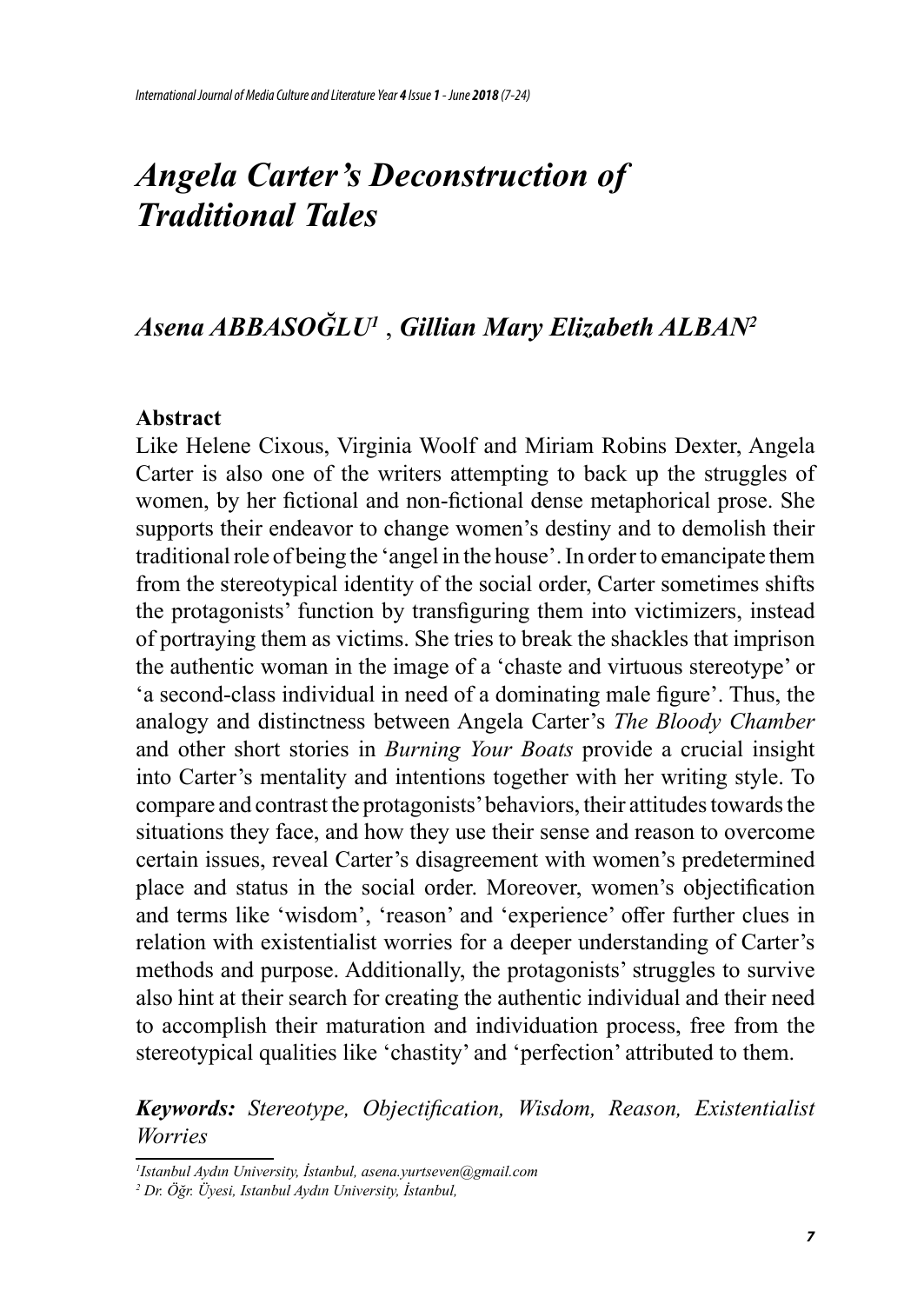# *Angela Carter's Deconstruction of Traditional Tales*

## *Asena ABBASOĞLU*[1] , *Gillian Mary Elizabeth ALBAN*[2]

**Abstract**

Like Helene Cixous, Virginia Woolf and Miriam Robins Dexter, Angela Carter is also one of the writers attempting to back up the struggles of women, by her fictional and non-fictional dense metaphorical prose. She supports their endeavor to change women's destiny and to demolish their traditional role of being the 'angel in the house'. In order to emancipate them from the stereotypical identity of the social order, Carter sometimes shifts the protagonists' function by transfiguring them into victimizers, instead of portraying them as victims. She tries to break the shackles that imprison the authentic woman in the image of a 'chaste and virtuous stereotype' or 'a second-class individual in need of a dominating male figure'. Thus, the analogy and distinctness between Angela Carter's *The Bloody Chamber* and other short stories in *Burning Your Boats* provide a crucial insight into Carter's mentality and intentions together with her writing style. To compare and contrast the protagonists' behaviors, their attitudes towards the situations they face, and how they use their sense and reason to overcome certain issues, reveal Carter's disagreement with women's predetermined place and status in the social order. Moreover, women's objectification and terms like 'wisdom', 'reason' and 'experience' offer further clues in relation with existentialist worries for a deeper understanding of Carter's methods and purpose. Additionally, the protagonists' struggles to survive also hint at their search for creating the authentic individual and their need to accomplish their maturation and individuation process, free from the stereotypical qualities like 'chastity' and 'perfection' attributed to them.

***Keywords:*** *Stereotype, Objectification, Wisdom, Reason, Existentialist Worries*

---

*[1]Istanbul Aydın University, İstanbul, asena.yurtseven@gmail.com*

*[2] Dr. Öğr. Üyesi, Istanbul Aydın University, İstanbul,*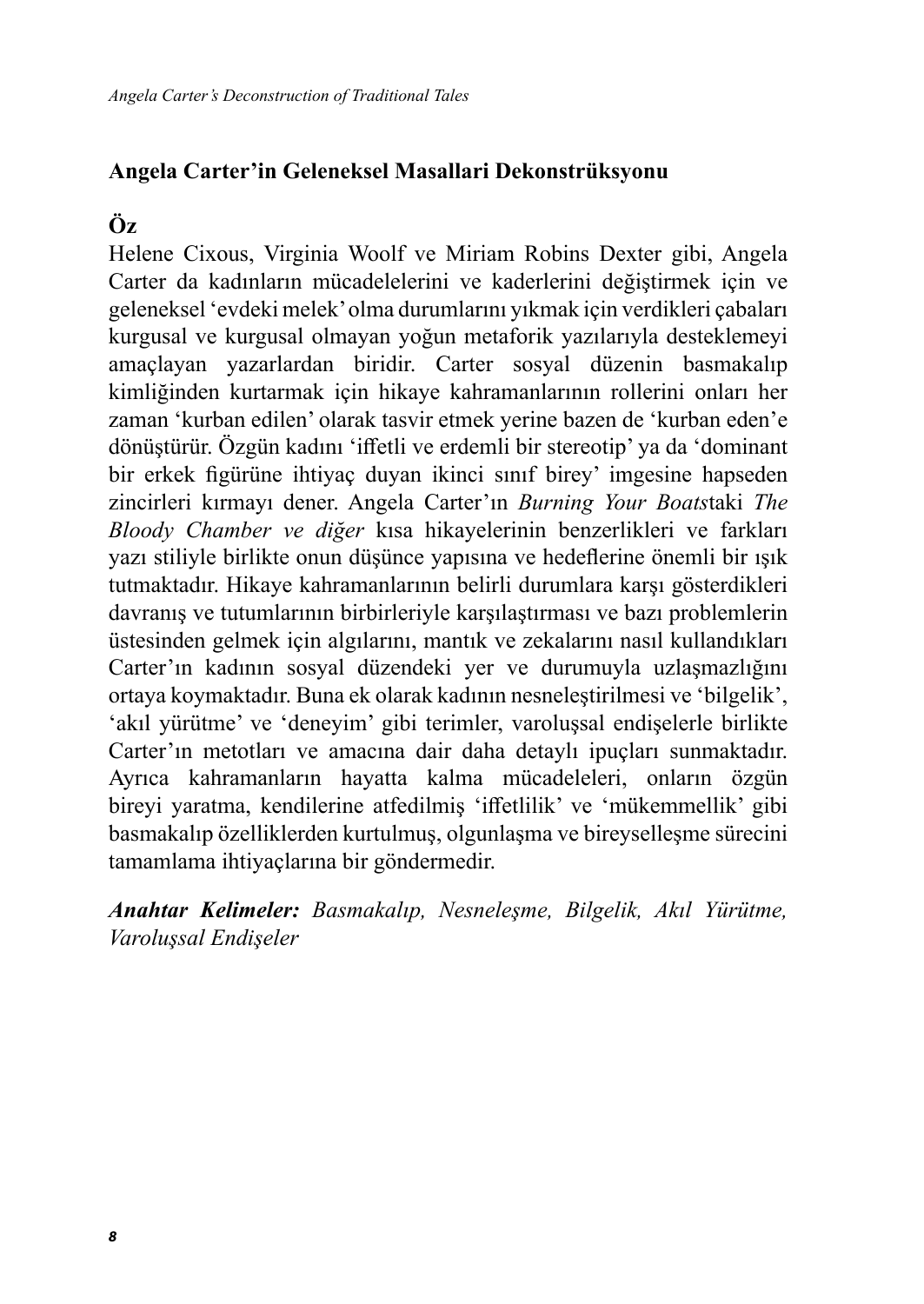## Angela Carter'in Geleneksel Masallari Dekonstrüksyonu

### Öz

Helene Cixous, Virginia Woolf ve Miriam Robins Dexter gibi, Angela Carter da kadınların mücadelelerini ve kaderlerini değiştirmek için ve geleneksel 'evdeki melek' olma durumlarını yıkmak için verdikleri çabaları kurgusal ve kurgusal olmayan yoğun metaforik yazılarıyla desteklemeyi amaçlayan yazarlardan biridir. Carter sosyal düzenin basmakalıp kimliğinden kurtarmak için hikaye kahramanlarının rollerini onları her zaman 'kurban edilen' olarak tasvir etmek yerine bazen de 'kurban eden'e dönüştürür. Özgün kadını 'iffetli ve erdemli bir stereotip' ya da 'dominant bir erkek figürüne ihtiyaç duyan ikinci sınıf birey' imgesine hapseden zincirleri kırmayı dener. Angela Carter'ın *Burning Your Boats*taki *The Bloody Chamber ve diğer* kısa hikayelerinin benzerlikleri ve farkları yazı stiliyle birlikte onun düşünce yapısına ve hedeflerine önemli bir ışık tutmaktadır. Hikaye kahramanlarının belirli durumlara karşı gösterdikleri davranış ve tutumlarının birbirleriyle karşılaştırması ve bazı problemlerin üstesinden gelmek için algılarını, mantık ve zekalarını nasıl kullandıkları Carter'ın kadının sosyal düzendeki yer ve durumuyla uzlaşmazlığını ortaya koymaktadır. Buna ek olarak kadının nesneleştirilmesi ve 'bilgelik', 'akıl yürütme' ve 'deneyim' gibi terimler, varoluşsal endişelerle birlikte Carter'ın metotları ve amacına dair daha detaylı ipuçları sunmaktadır. Ayrıca kahramanların hayatta kalma mücadeleleri, onların özgün bireyi yaratma, kendilerine atfedilmiş 'iffetlilik' ve 'mükemmellik' gibi basmakalıp özelliklerden kurtulmuş, olgunlaşma ve bireyselleşme sürecini tamamlama ihtiyaçlarına bir göndermedir.

***Anahtar Kelimeler:*** *Basmakalıp, Nesneleşme, Bilgelik, Akıl Yürütme, Varoluşsal Endişeler*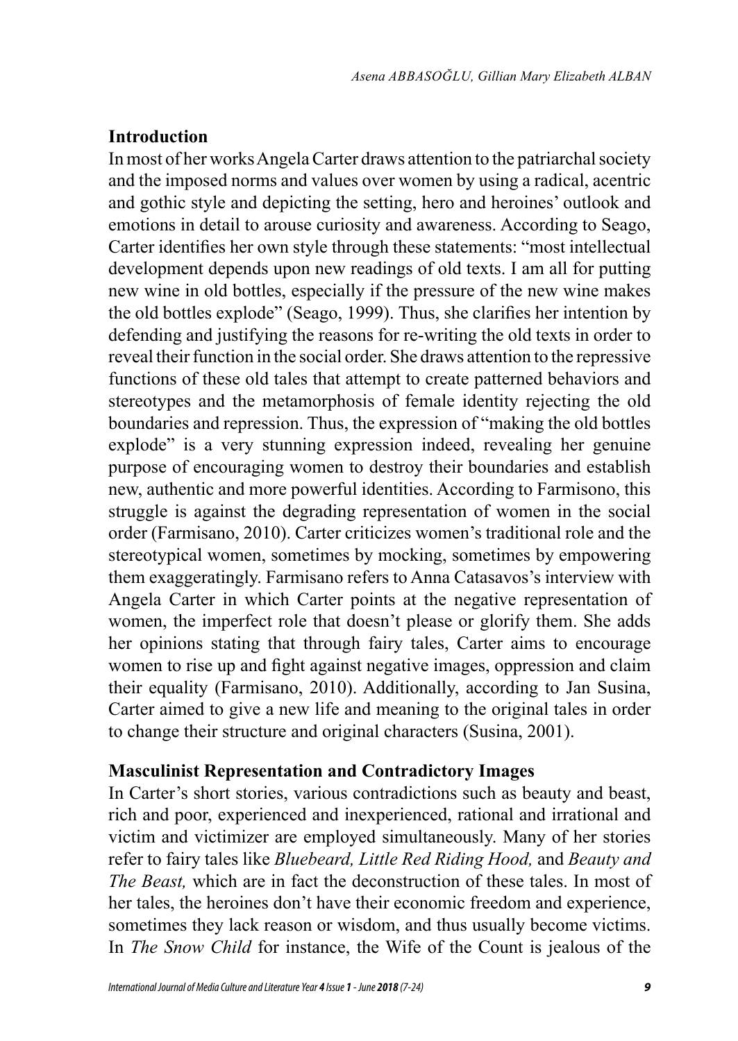## Introduction

In most of her works Angela Carter draws attention to the patriarchal society and the imposed norms and values over women by using a radical, acentric and gothic style and depicting the setting, hero and heroines' outlook and emotions in detail to arouse curiosity and awareness. According to Seago, Carter identifies her own style through these statements: "most intellectual development depends upon new readings of old texts. I am all for putting new wine in old bottles, especially if the pressure of the new wine makes the old bottles explode" (Seago, 1999). Thus, she clarifies her intention by defending and justifying the reasons for re-writing the old texts in order to reveal their function in the social order. She draws attention to the repressive functions of these old tales that attempt to create patterned behaviors and stereotypes and the metamorphosis of female identity rejecting the old boundaries and repression. Thus, the expression of "making the old bottles explode" is a very stunning expression indeed, revealing her genuine purpose of encouraging women to destroy their boundaries and establish new, authentic and more powerful identities. According to Farmisono, this struggle is against the degrading representation of women in the social order (Farmisano, 2010). Carter criticizes women's traditional role and the stereotypical women, sometimes by mocking, sometimes by empowering them exaggeratingly. Farmisano refers to Anna Catasavos's interview with Angela Carter in which Carter points at the negative representation of women, the imperfect role that doesn't please or glorify them. She adds her opinions stating that through fairy tales, Carter aims to encourage women to rise up and fight against negative images, oppression and claim their equality (Farmisano, 2010). Additionally, according to Jan Susina, Carter aimed to give a new life and meaning to the original tales in order to change their structure and original characters (Susina, 2001).

## Masculinist Representation and Contradictory Images

In Carter's short stories, various contradictions such as beauty and beast, rich and poor, experienced and inexperienced, rational and irrational and victim and victimizer are employed simultaneously. Many of her stories refer to fairy tales like *Bluebeard, Little Red Riding Hood,* and *Beauty and The Beast,* which are in fact the deconstruction of these tales. In most of her tales, the heroines don't have their economic freedom and experience, sometimes they lack reason or wisdom, and thus usually become victims. In *The Snow Child* for instance, the Wife of the Count is jealous of the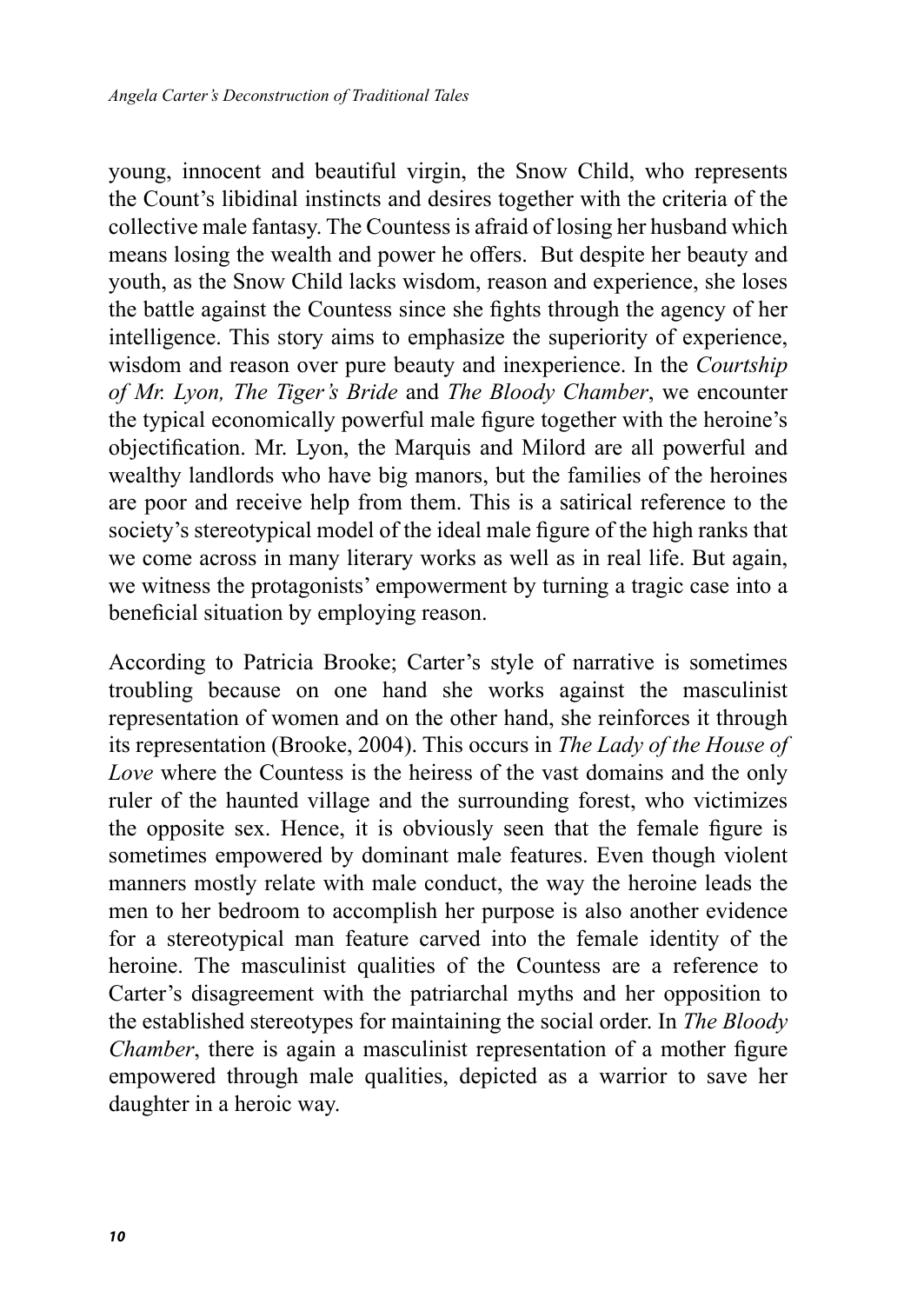young, innocent and beautiful virgin, the Snow Child, who represents the Count's libidinal instincts and desires together with the criteria of the collective male fantasy. The Countess is afraid of losing her husband which means losing the wealth and power he offers. But despite her beauty and youth, as the Snow Child lacks wisdom, reason and experience, she loses the battle against the Countess since she fights through the agency of her intelligence. This story aims to emphasize the superiority of experience, wisdom and reason over pure beauty and inexperience. In the *Courtship of Mr. Lyon, The Tiger's Bride* and *The Bloody Chamber*, we encounter the typical economically powerful male figure together with the heroine's objectification. Mr. Lyon, the Marquis and Milord are all powerful and wealthy landlords who have big manors, but the families of the heroines are poor and receive help from them. This is a satirical reference to the society's stereotypical model of the ideal male figure of the high ranks that we come across in many literary works as well as in real life. But again, we witness the protagonists' empowerment by turning a tragic case into a beneficial situation by employing reason.

According to Patricia Brooke; Carter's style of narrative is sometimes troubling because on one hand she works against the masculinist representation of women and on the other hand, she reinforces it through its representation (Brooke, 2004). This occurs in *The Lady of the House of Love* where the Countess is the heiress of the vast domains and the only ruler of the haunted village and the surrounding forest, who victimizes the opposite sex. Hence, it is obviously seen that the female figure is sometimes empowered by dominant male features. Even though violent manners mostly relate with male conduct, the way the heroine leads the men to her bedroom to accomplish her purpose is also another evidence for a stereotypical man feature carved into the female identity of the heroine. The masculinist qualities of the Countess are a reference to Carter's disagreement with the patriarchal myths and her opposition to the established stereotypes for maintaining the social order. In *The Bloody Chamber*, there is again a masculinist representation of a mother figure empowered through male qualities, depicted as a warrior to save her daughter in a heroic way.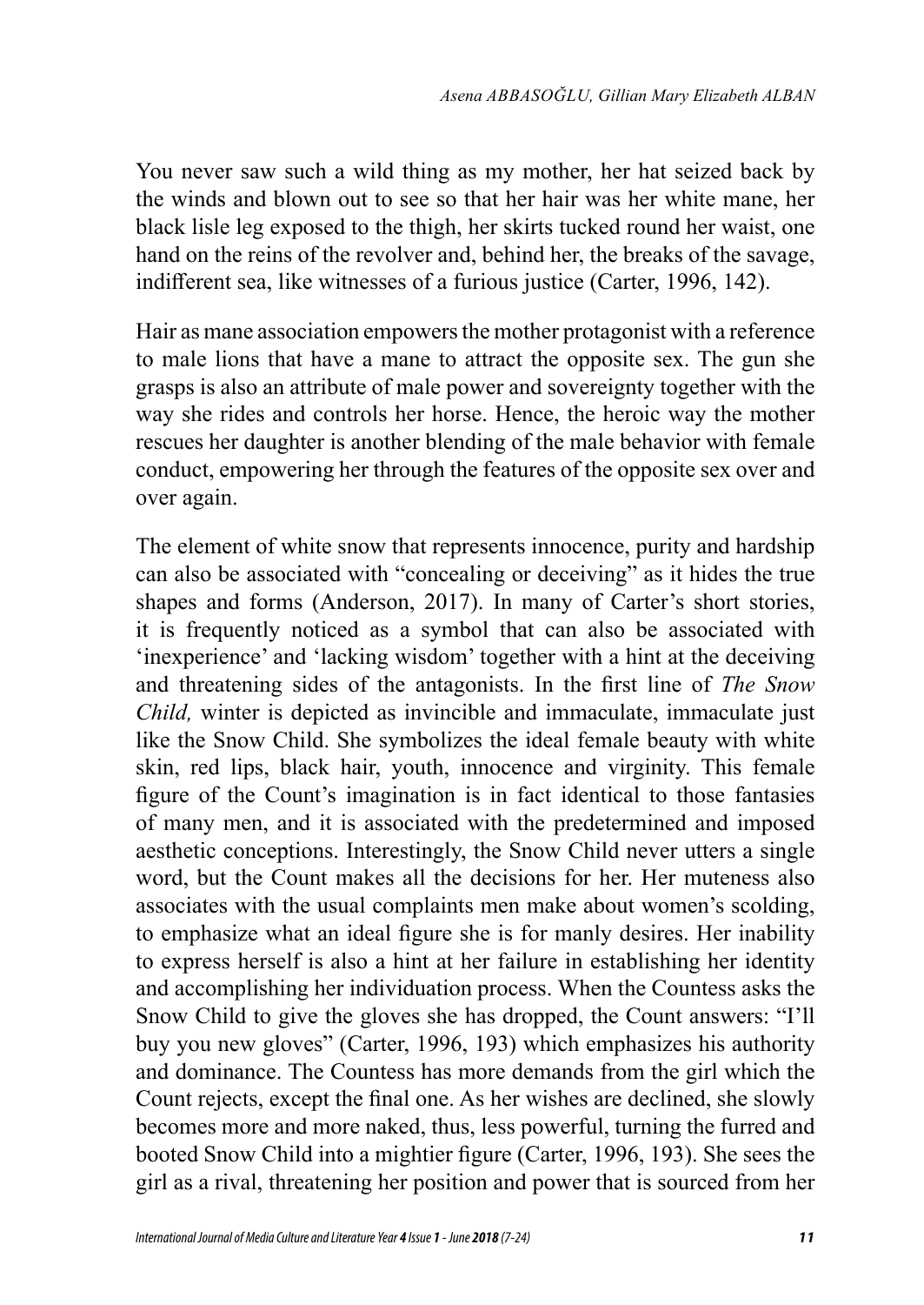You never saw such a wild thing as my mother, her hat seized back by the winds and blown out to see so that her hair was her white mane, her black lisle leg exposed to the thigh, her skirts tucked round her waist, one hand on the reins of the revolver and, behind her, the breaks of the savage, indifferent sea, like witnesses of a furious justice (Carter, 1996, 142).

Hair as mane association empowers the mother protagonist with a reference to male lions that have a mane to attract the opposite sex. The gun she grasps is also an attribute of male power and sovereignty together with the way she rides and controls her horse. Hence, the heroic way the mother rescues her daughter is another blending of the male behavior with female conduct, empowering her through the features of the opposite sex over and over again.

The element of white snow that represents innocence, purity and hardship can also be associated with "concealing or deceiving" as it hides the true shapes and forms (Anderson, 2017). In many of Carter's short stories, it is frequently noticed as a symbol that can also be associated with 'inexperience' and 'lacking wisdom' together with a hint at the deceiving and threatening sides of the antagonists. In the first line of *The Snow Child,* winter is depicted as invincible and immaculate, immaculate just like the Snow Child. She symbolizes the ideal female beauty with white skin, red lips, black hair, youth, innocence and virginity. This female figure of the Count's imagination is in fact identical to those fantasies of many men, and it is associated with the predetermined and imposed aesthetic conceptions. Interestingly, the Snow Child never utters a single word, but the Count makes all the decisions for her. Her muteness also associates with the usual complaints men make about women's scolding, to emphasize what an ideal figure she is for manly desires. Her inability to express herself is also a hint at her failure in establishing her identity and accomplishing her individuation process. When the Countess asks the Snow Child to give the gloves she has dropped, the Count answers: "I'll buy you new gloves" (Carter, 1996, 193) which emphasizes his authority and dominance. The Countess has more demands from the girl which the Count rejects, except the final one. As her wishes are declined, she slowly becomes more and more naked, thus, less powerful, turning the furred and booted Snow Child into a mightier figure (Carter, 1996, 193). She sees the girl as a rival, threatening her position and power that is sourced from her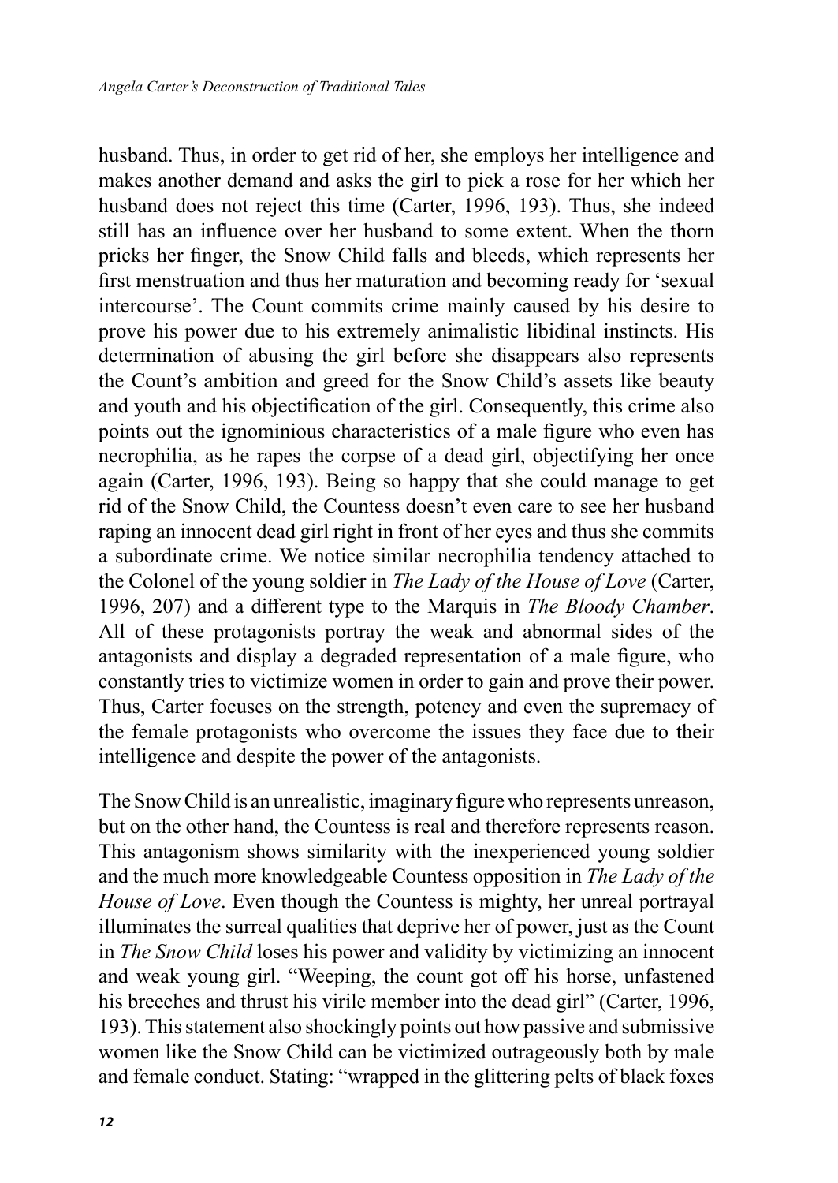husband. Thus, in order to get rid of her, she employs her intelligence and makes another demand and asks the girl to pick a rose for her which her husband does not reject this time (Carter, 1996, 193). Thus, she indeed still has an influence over her husband to some extent. When the thorn pricks her finger, the Snow Child falls and bleeds, which represents her first menstruation and thus her maturation and becoming ready for 'sexual intercourse'. The Count commits crime mainly caused by his desire to prove his power due to his extremely animalistic libidinal instincts. His determination of abusing the girl before she disappears also represents the Count's ambition and greed for the Snow Child's assets like beauty and youth and his objectification of the girl. Consequently, this crime also points out the ignominious characteristics of a male figure who even has necrophilia, as he rapes the corpse of a dead girl, objectifying her once again (Carter, 1996, 193). Being so happy that she could manage to get rid of the Snow Child, the Countess doesn't even care to see her husband raping an innocent dead girl right in front of her eyes and thus she commits a subordinate crime. We notice similar necrophilia tendency attached to the Colonel of the young soldier in *The Lady of the House of Love* (Carter, 1996, 207) and a different type to the Marquis in *The Bloody Chamber*. All of these protagonists portray the weak and abnormal sides of the antagonists and display a degraded representation of a male figure, who constantly tries to victimize women in order to gain and prove their power. Thus, Carter focuses on the strength, potency and even the supremacy of the female protagonists who overcome the issues they face due to their intelligence and despite the power of the antagonists.

The Snow Child is an unrealistic, imaginary figure who represents unreason, but on the other hand, the Countess is real and therefore represents reason. This antagonism shows similarity with the inexperienced young soldier and the much more knowledgeable Countess opposition in *The Lady of the House of Love*. Even though the Countess is mighty, her unreal portrayal illuminates the surreal qualities that deprive her of power, just as the Count in *The Snow Child* loses his power and validity by victimizing an innocent and weak young girl. "Weeping, the count got off his horse, unfastened his breeches and thrust his virile member into the dead girl" (Carter, 1996, 193). This statement also shockingly points out how passive and submissive women like the Snow Child can be victimized outrageously both by male and female conduct. Stating: "wrapped in the glittering pelts of black foxes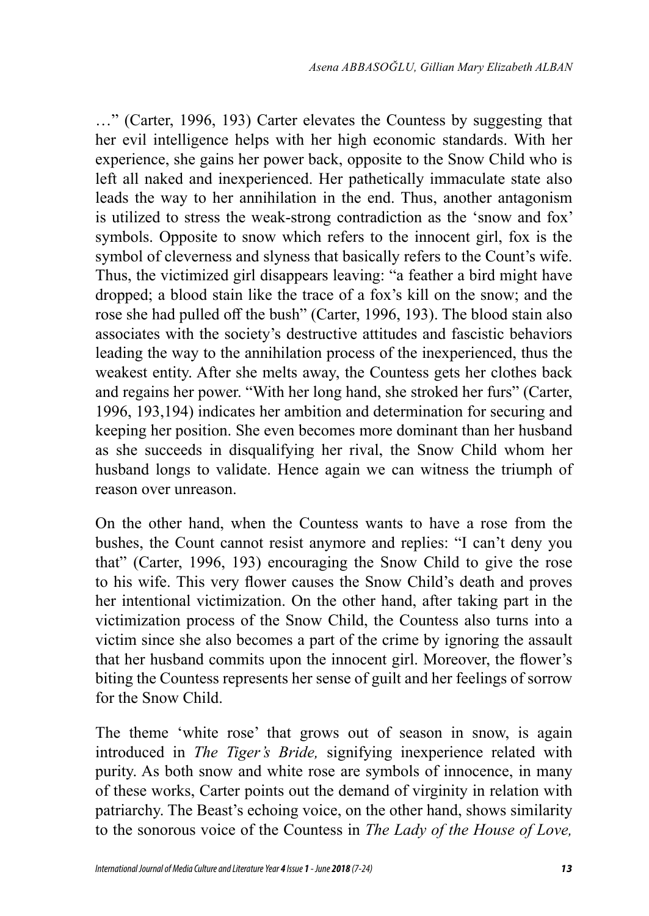…" (Carter, 1996, 193) Carter elevates the Countess by suggesting that her evil intelligence helps with her high economic standards. With her experience, she gains her power back, opposite to the Snow Child who is left all naked and inexperienced. Her pathetically immaculate state also leads the way to her annihilation in the end. Thus, another antagonism is utilized to stress the weak-strong contradiction as the 'snow and fox' symbols. Opposite to snow which refers to the innocent girl, fox is the symbol of cleverness and slyness that basically refers to the Count's wife. Thus, the victimized girl disappears leaving: "a feather a bird might have dropped; a blood stain like the trace of a fox's kill on the snow; and the rose she had pulled off the bush" (Carter, 1996, 193). The blood stain also associates with the society's destructive attitudes and fascistic behaviors leading the way to the annihilation process of the inexperienced, thus the weakest entity. After she melts away, the Countess gets her clothes back and regains her power. "With her long hand, she stroked her furs" (Carter, 1996, 193,194) indicates her ambition and determination for securing and keeping her position. She even becomes more dominant than her husband as she succeeds in disqualifying her rival, the Snow Child whom her husband longs to validate. Hence again we can witness the triumph of reason over unreason.

On the other hand, when the Countess wants to have a rose from the bushes, the Count cannot resist anymore and replies: "I can't deny you that" (Carter, 1996, 193) encouraging the Snow Child to give the rose to his wife. This very flower causes the Snow Child's death and proves her intentional victimization. On the other hand, after taking part in the victimization process of the Snow Child, the Countess also turns into a victim since she also becomes a part of the crime by ignoring the assault that her husband commits upon the innocent girl. Moreover, the flower's biting the Countess represents her sense of guilt and her feelings of sorrow for the Snow Child.

The theme 'white rose' that grows out of season in snow, is again introduced in *The Tiger's Bride,* signifying inexperience related with purity. As both snow and white rose are symbols of innocence, in many of these works, Carter points out the demand of virginity in relation with patriarchy. The Beast's echoing voice, on the other hand, shows similarity to the sonorous voice of the Countess in *The Lady of the House of Love,*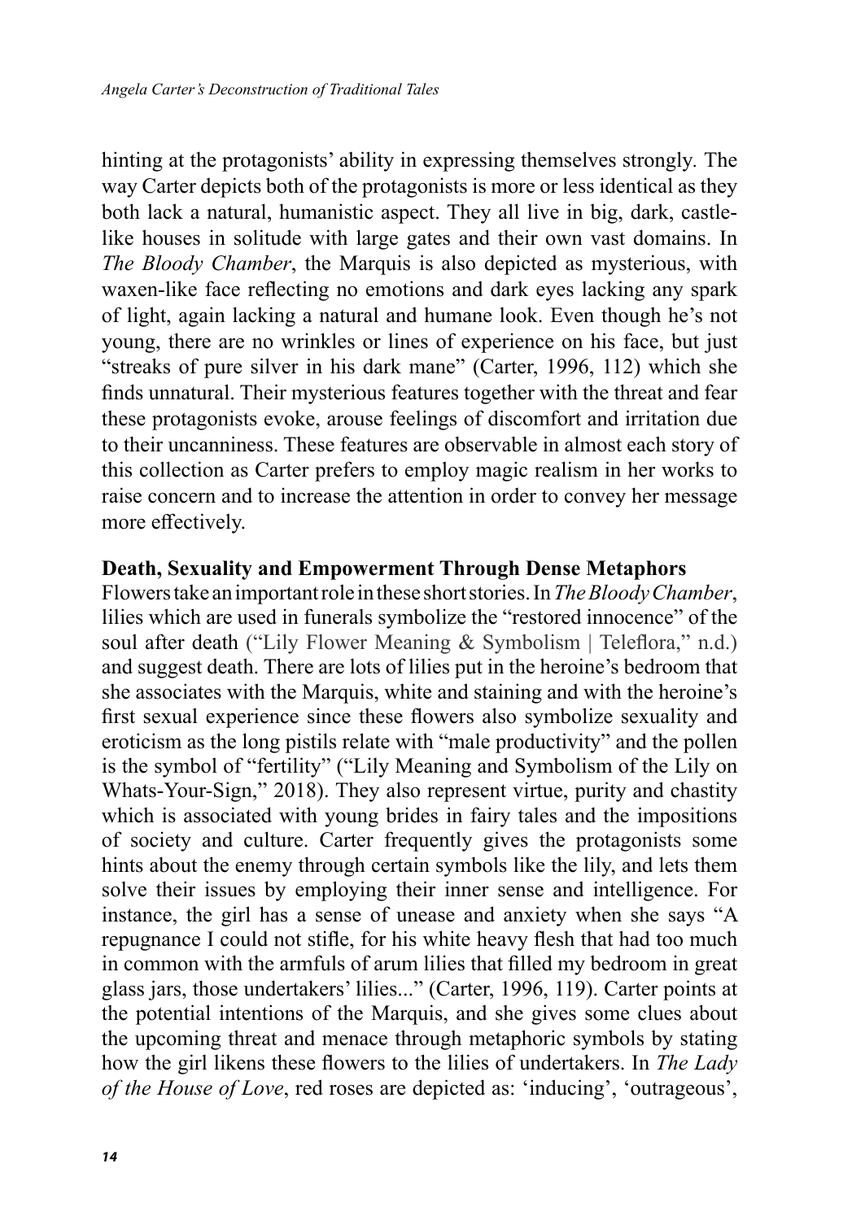hinting at the protagonists' ability in expressing themselves strongly. The way Carter depicts both of the protagonists is more or less identical as they both lack a natural, humanistic aspect. They all live in big, dark, castle-like houses in solitude with large gates and their own vast domains. In *The Bloody Chamber*, the Marquis is also depicted as mysterious, with waxen-like face reflecting no emotions and dark eyes lacking any spark of light, again lacking a natural and humane look. Even though he's not young, there are no wrinkles or lines of experience on his face, but just "streaks of pure silver in his dark mane" (Carter, 1996, 112) which she finds unnatural. Their mysterious features together with the threat and fear these protagonists evoke, arouse feelings of discomfort and irritation due to their uncanniness. These features are observable in almost each story of this collection as Carter prefers to employ magic realism in her works to raise concern and to increase the attention in order to convey her message more effectively.

**Death, Sexuality and Empowerment Through Dense Metaphors**

Flowers take an important role in these short stories. In *The Bloody Chamber*, lilies which are used in funerals symbolize the "restored innocence" of the soul after death ("Lily Flower Meaning & Symbolism | Teleflora," n.d.) and suggest death. There are lots of lilies put in the heroine's bedroom that she associates with the Marquis, white and staining and with the heroine's first sexual experience since these flowers also symbolize sexuality and eroticism as the long pistils relate with "male productivity" and the pollen is the symbol of "fertility" ("Lily Meaning and Symbolism of the Lily on Whats-Your-Sign," 2018). They also represent virtue, purity and chastity which is associated with young brides in fairy tales and the impositions of society and culture. Carter frequently gives the protagonists some hints about the enemy through certain symbols like the lily, and lets them solve their issues by employing their inner sense and intelligence. For instance, the girl has a sense of unease and anxiety when she says "A repugnance I could not stifle, for his white heavy flesh that had too much in common with the armfuls of arum lilies that filled my bedroom in great glass jars, those undertakers' lilies..." (Carter, 1996, 119). Carter points at the potential intentions of the Marquis, and she gives some clues about the upcoming threat and menace through metaphoric symbols by stating how the girl likens these flowers to the lilies of undertakers. In *The Lady of the House of Love*, red roses are depicted as: 'inducing', 'outrageous',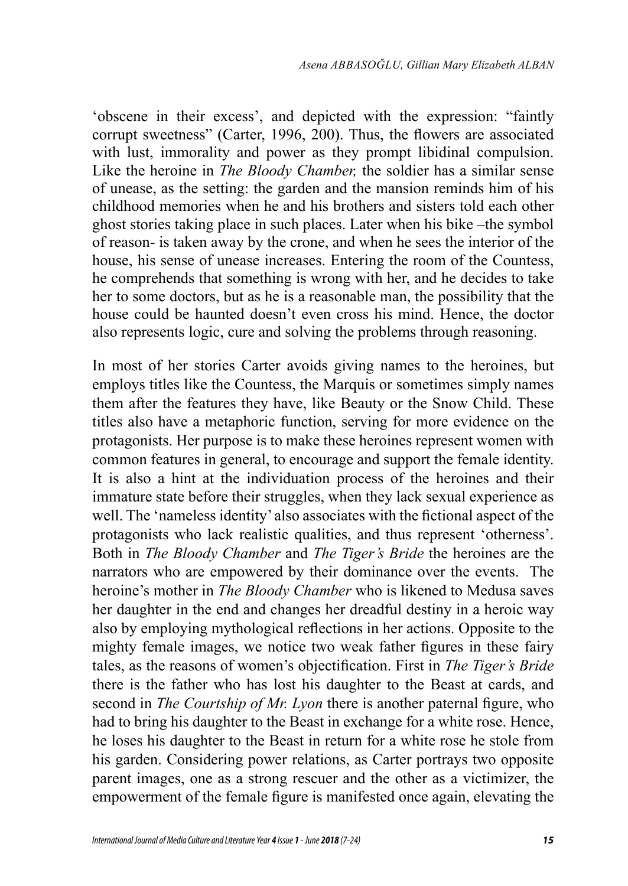'obscene in their excess', and depicted with the expression: "faintly corrupt sweetness" (Carter, 1996, 200). Thus, the flowers are associated with lust, immorality and power as they prompt libidinal compulsion. Like the heroine in *The Bloody Chamber,* the soldier has a similar sense of unease, as the setting: the garden and the mansion reminds him of his childhood memories when he and his brothers and sisters told each other ghost stories taking place in such places. Later when his bike –the symbol of reason- is taken away by the crone, and when he sees the interior of the house, his sense of unease increases. Entering the room of the Countess, he comprehends that something is wrong with her, and he decides to take her to some doctors, but as he is a reasonable man, the possibility that the house could be haunted doesn't even cross his mind. Hence, the doctor also represents logic, cure and solving the problems through reasoning.

In most of her stories Carter avoids giving names to the heroines, but employs titles like the Countess, the Marquis or sometimes simply names them after the features they have, like Beauty or the Snow Child. These titles also have a metaphoric function, serving for more evidence on the protagonists. Her purpose is to make these heroines represent women with common features in general, to encourage and support the female identity. It is also a hint at the individuation process of the heroines and their immature state before their struggles, when they lack sexual experience as well. The 'nameless identity' also associates with the fictional aspect of the protagonists who lack realistic qualities, and thus represent 'otherness'. Both in *The Bloody Chamber* and *The Tiger's Bride* the heroines are the narrators who are empowered by their dominance over the events. The heroine's mother in *The Bloody Chamber* who is likened to Medusa saves her daughter in the end and changes her dreadful destiny in a heroic way also by employing mythological reflections in her actions. Opposite to the mighty female images, we notice two weak father figures in these fairy tales, as the reasons of women's objectification. First in *The Tiger's Bride* there is the father who has lost his daughter to the Beast at cards, and second in *The Courtship of Mr. Lyon* there is another paternal figure, who had to bring his daughter to the Beast in exchange for a white rose. Hence, he loses his daughter to the Beast in return for a white rose he stole from his garden. Considering power relations, as Carter portrays two opposite parent images, one as a strong rescuer and the other as a victimizer, the empowerment of the female figure is manifested once again, elevating the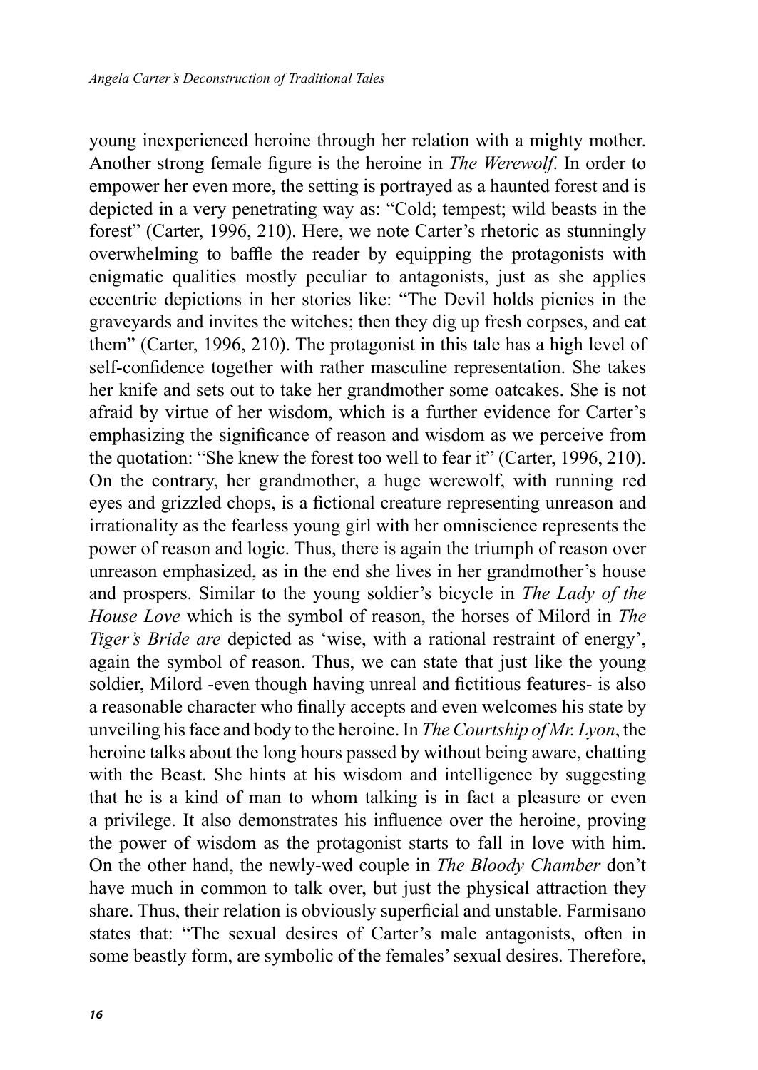young inexperienced heroine through her relation with a mighty mother. Another strong female figure is the heroine in *The Werewolf*. In order to empower her even more, the setting is portrayed as a haunted forest and is depicted in a very penetrating way as: "Cold; tempest; wild beasts in the forest" (Carter, 1996, 210). Here, we note Carter's rhetoric as stunningly overwhelming to baffle the reader by equipping the protagonists with enigmatic qualities mostly peculiar to antagonists, just as she applies eccentric depictions in her stories like: "The Devil holds picnics in the graveyards and invites the witches; then they dig up fresh corpses, and eat them" (Carter, 1996, 210). The protagonist in this tale has a high level of self-confidence together with rather masculine representation. She takes her knife and sets out to take her grandmother some oatcakes. She is not afraid by virtue of her wisdom, which is a further evidence for Carter's emphasizing the significance of reason and wisdom as we perceive from the quotation: "She knew the forest too well to fear it" (Carter, 1996, 210). On the contrary, her grandmother, a huge werewolf, with running red eyes and grizzled chops, is a fictional creature representing unreason and irrationality as the fearless young girl with her omniscience represents the power of reason and logic. Thus, there is again the triumph of reason over unreason emphasized, as in the end she lives in her grandmother's house and prospers. Similar to the young soldier's bicycle in *The Lady of the House Love* which is the symbol of reason, the horses of Milord in *The Tiger's Bride are* depicted as 'wise, with a rational restraint of energy', again the symbol of reason. Thus, we can state that just like the young soldier, Milord -even though having unreal and fictitious features- is also a reasonable character who finally accepts and even welcomes his state by unveiling his face and body to the heroine. In *The Courtship of Mr. Lyon*, the heroine talks about the long hours passed by without being aware, chatting with the Beast. She hints at his wisdom and intelligence by suggesting that he is a kind of man to whom talking is in fact a pleasure or even a privilege. It also demonstrates his influence over the heroine, proving the power of wisdom as the protagonist starts to fall in love with him. On the other hand, the newly-wed couple in *The Bloody Chamber* don't have much in common to talk over, but just the physical attraction they share. Thus, their relation is obviously superficial and unstable. Farmisano states that: "The sexual desires of Carter's male antagonists, often in some beastly form, are symbolic of the females' sexual desires. Therefore,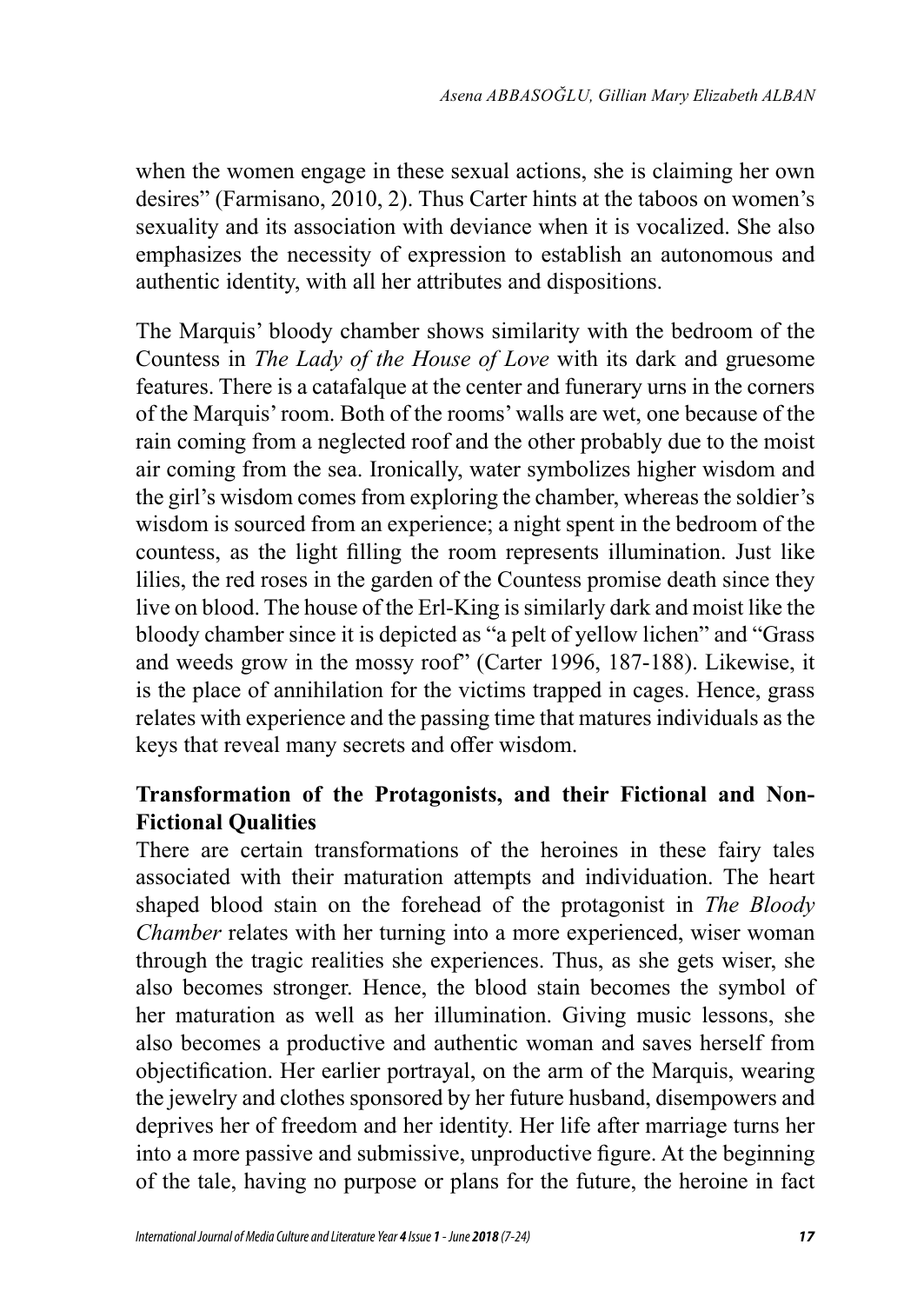when the women engage in these sexual actions, she is claiming her own desires" (Farmisano, 2010, 2). Thus Carter hints at the taboos on women's sexuality and its association with deviance when it is vocalized. She also emphasizes the necessity of expression to establish an autonomous and authentic identity, with all her attributes and dispositions.

The Marquis' bloody chamber shows similarity with the bedroom of the Countess in *The Lady of the House of Love* with its dark and gruesome features. There is a catafalque at the center and funerary urns in the corners of the Marquis' room. Both of the rooms' walls are wet, one because of the rain coming from a neglected roof and the other probably due to the moist air coming from the sea. Ironically, water symbolizes higher wisdom and the girl's wisdom comes from exploring the chamber, whereas the soldier's wisdom is sourced from an experience; a night spent in the bedroom of the countess, as the light filling the room represents illumination. Just like lilies, the red roses in the garden of the Countess promise death since they live on blood. The house of the Erl-King is similarly dark and moist like the bloody chamber since it is depicted as "a pelt of yellow lichen" and "Grass and weeds grow in the mossy roof" (Carter 1996, 187-188). Likewise, it is the place of annihilation for the victims trapped in cages. Hence, grass relates with experience and the passing time that matures individuals as the keys that reveal many secrets and offer wisdom.

## Transformation of the Protagonists, and their Fictional and Non-Fictional Qualities

There are certain transformations of the heroines in these fairy tales associated with their maturation attempts and individuation. The heart shaped blood stain on the forehead of the protagonist in *The Bloody Chamber* relates with her turning into a more experienced, wiser woman through the tragic realities she experiences. Thus, as she gets wiser, she also becomes stronger. Hence, the blood stain becomes the symbol of her maturation as well as her illumination. Giving music lessons, she also becomes a productive and authentic woman and saves herself from objectification. Her earlier portrayal, on the arm of the Marquis, wearing the jewelry and clothes sponsored by her future husband, disempowers and deprives her of freedom and her identity. Her life after marriage turns her into a more passive and submissive, unproductive figure. At the beginning of the tale, having no purpose or plans for the future, the heroine in fact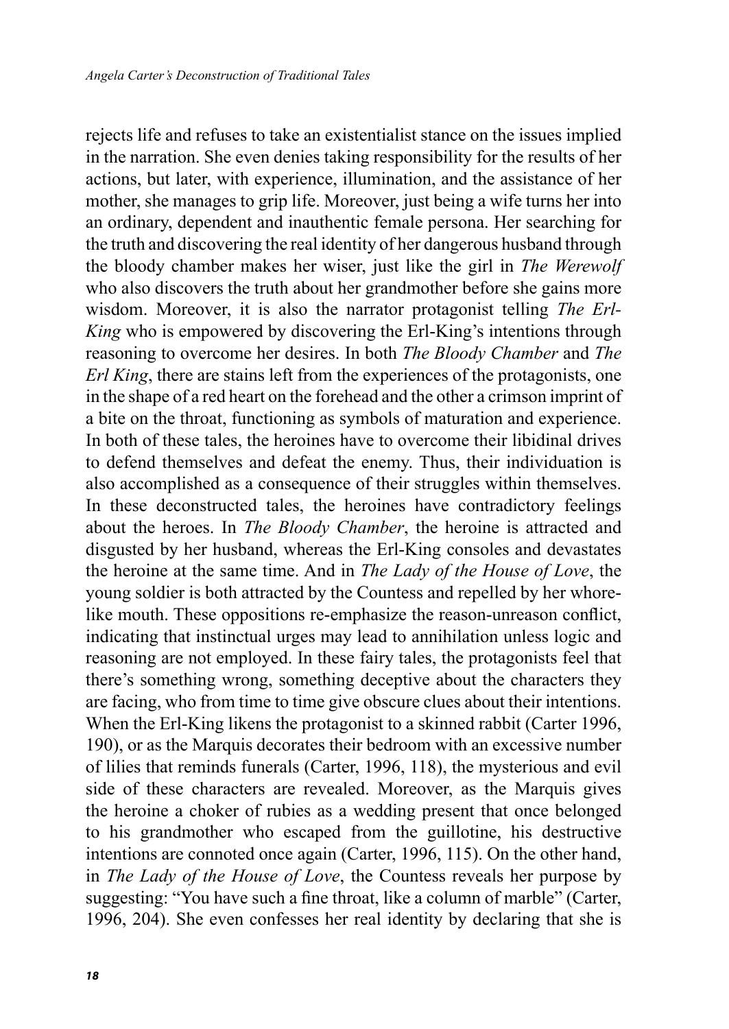rejects life and refuses to take an existentialist stance on the issues implied in the narration. She even denies taking responsibility for the results of her actions, but later, with experience, illumination, and the assistance of her mother, she manages to grip life. Moreover, just being a wife turns her into an ordinary, dependent and inauthentic female persona. Her searching for the truth and discovering the real identity of her dangerous husband through the bloody chamber makes her wiser, just like the girl in *The Werewolf* who also discovers the truth about her grandmother before she gains more wisdom. Moreover, it is also the narrator protagonist telling *The Erl-King* who is empowered by discovering the Erl-King's intentions through reasoning to overcome her desires. In both *The Bloody Chamber* and *The Erl King*, there are stains left from the experiences of the protagonists, one in the shape of a red heart on the forehead and the other a crimson imprint of a bite on the throat, functioning as symbols of maturation and experience. In both of these tales, the heroines have to overcome their libidinal drives to defend themselves and defeat the enemy. Thus, their individuation is also accomplished as a consequence of their struggles within themselves. In these deconstructed tales, the heroines have contradictory feelings about the heroes. In *The Bloody Chamber*, the heroine is attracted and disgusted by her husband, whereas the Erl-King consoles and devastates the heroine at the same time. And in *The Lady of the House of Love*, the young soldier is both attracted by the Countess and repelled by her whore-like mouth. These oppositions re-emphasize the reason-unreason conflict, indicating that instinctual urges may lead to annihilation unless logic and reasoning are not employed. In these fairy tales, the protagonists feel that there's something wrong, something deceptive about the characters they are facing, who from time to time give obscure clues about their intentions. When the Erl-King likens the protagonist to a skinned rabbit (Carter 1996, 190), or as the Marquis decorates their bedroom with an excessive number of lilies that reminds funerals (Carter, 1996, 118), the mysterious and evil side of these characters are revealed. Moreover, as the Marquis gives the heroine a choker of rubies as a wedding present that once belonged to his grandmother who escaped from the guillotine, his destructive intentions are connoted once again (Carter, 1996, 115). On the other hand, in *The Lady of the House of Love*, the Countess reveals her purpose by suggesting: "You have such a fine throat, like a column of marble" (Carter, 1996, 204). She even confesses her real identity by declaring that she is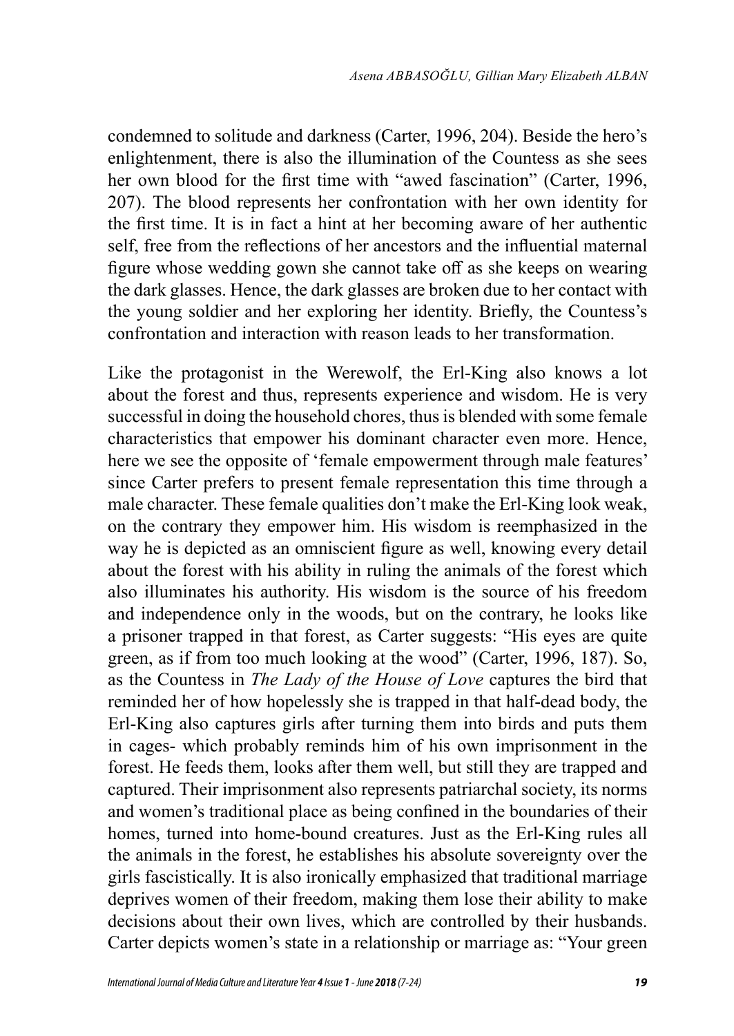condemned to solitude and darkness (Carter, 1996, 204). Beside the hero's enlightenment, there is also the illumination of the Countess as she sees her own blood for the first time with "awed fascination" (Carter, 1996, 207). The blood represents her confrontation with her own identity for the first time. It is in fact a hint at her becoming aware of her authentic self, free from the reflections of her ancestors and the influential maternal figure whose wedding gown she cannot take off as she keeps on wearing the dark glasses. Hence, the dark glasses are broken due to her contact with the young soldier and her exploring her identity. Briefly, the Countess's confrontation and interaction with reason leads to her transformation.

Like the protagonist in the Werewolf, the Erl-King also knows a lot about the forest and thus, represents experience and wisdom. He is very successful in doing the household chores, thus is blended with some female characteristics that empower his dominant character even more. Hence, here we see the opposite of 'female empowerment through male features' since Carter prefers to present female representation this time through a male character. These female qualities don't make the Erl-King look weak, on the contrary they empower him. His wisdom is reemphasized in the way he is depicted as an omniscient figure as well, knowing every detail about the forest with his ability in ruling the animals of the forest which also illuminates his authority. His wisdom is the source of his freedom and independence only in the woods, but on the contrary, he looks like a prisoner trapped in that forest, as Carter suggests: "His eyes are quite green, as if from too much looking at the wood" (Carter, 1996, 187). So, as the Countess in *The Lady of the House of Love* captures the bird that reminded her of how hopelessly she is trapped in that half-dead body, the Erl-King also captures girls after turning them into birds and puts them in cages- which probably reminds him of his own imprisonment in the forest. He feeds them, looks after them well, but still they are trapped and captured. Their imprisonment also represents patriarchal society, its norms and women's traditional place as being confined in the boundaries of their homes, turned into home-bound creatures. Just as the Erl-King rules all the animals in the forest, he establishes his absolute sovereignty over the girls fascistically. It is also ironically emphasized that traditional marriage deprives women of their freedom, making them lose their ability to make decisions about their own lives, which are controlled by their husbands. Carter depicts women's state in a relationship or marriage as: "Your green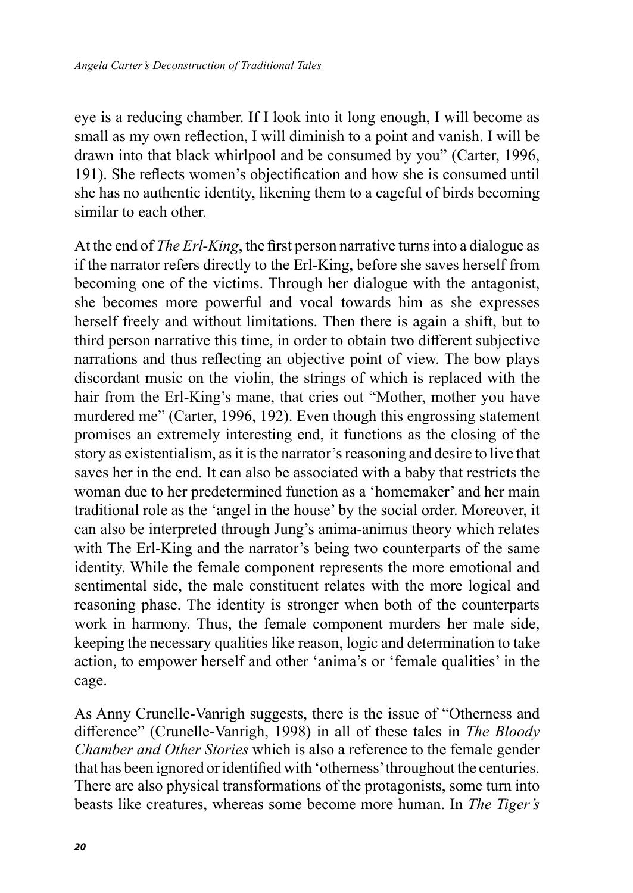eye is a reducing chamber. If I look into it long enough, I will become as small as my own reflection, I will diminish to a point and vanish. I will be drawn into that black whirlpool and be consumed by you" (Carter, 1996, 191). She reflects women's objectification and how she is consumed until she has no authentic identity, likening them to a cageful of birds becoming similar to each other.

At the end of *The Erl-King*, the first person narrative turns into a dialogue as if the narrator refers directly to the Erl-King, before she saves herself from becoming one of the victims. Through her dialogue with the antagonist, she becomes more powerful and vocal towards him as she expresses herself freely and without limitations. Then there is again a shift, but to third person narrative this time, in order to obtain two different subjective narrations and thus reflecting an objective point of view. The bow plays discordant music on the violin, the strings of which is replaced with the hair from the Erl-King's mane, that cries out "Mother, mother you have murdered me" (Carter, 1996, 192). Even though this engrossing statement promises an extremely interesting end, it functions as the closing of the story as existentialism, as it is the narrator's reasoning and desire to live that saves her in the end. It can also be associated with a baby that restricts the woman due to her predetermined function as a 'homemaker' and her main traditional role as the 'angel in the house' by the social order. Moreover, it can also be interpreted through Jung's anima-animus theory which relates with The Erl-King and the narrator's being two counterparts of the same identity. While the female component represents the more emotional and sentimental side, the male constituent relates with the more logical and reasoning phase. The identity is stronger when both of the counterparts work in harmony. Thus, the female component murders her male side, keeping the necessary qualities like reason, logic and determination to take action, to empower herself and other 'anima's or 'female qualities' in the cage.

As Anny Crunelle-Vanrigh suggests, there is the issue of "Otherness and difference" (Crunelle-Vanrigh, 1998) in all of these tales in *The Bloody Chamber and Other Stories* which is also a reference to the female gender that has been ignored or identified with 'otherness' throughout the centuries. There are also physical transformations of the protagonists, some turn into beasts like creatures, whereas some become more human. In *The Tiger's*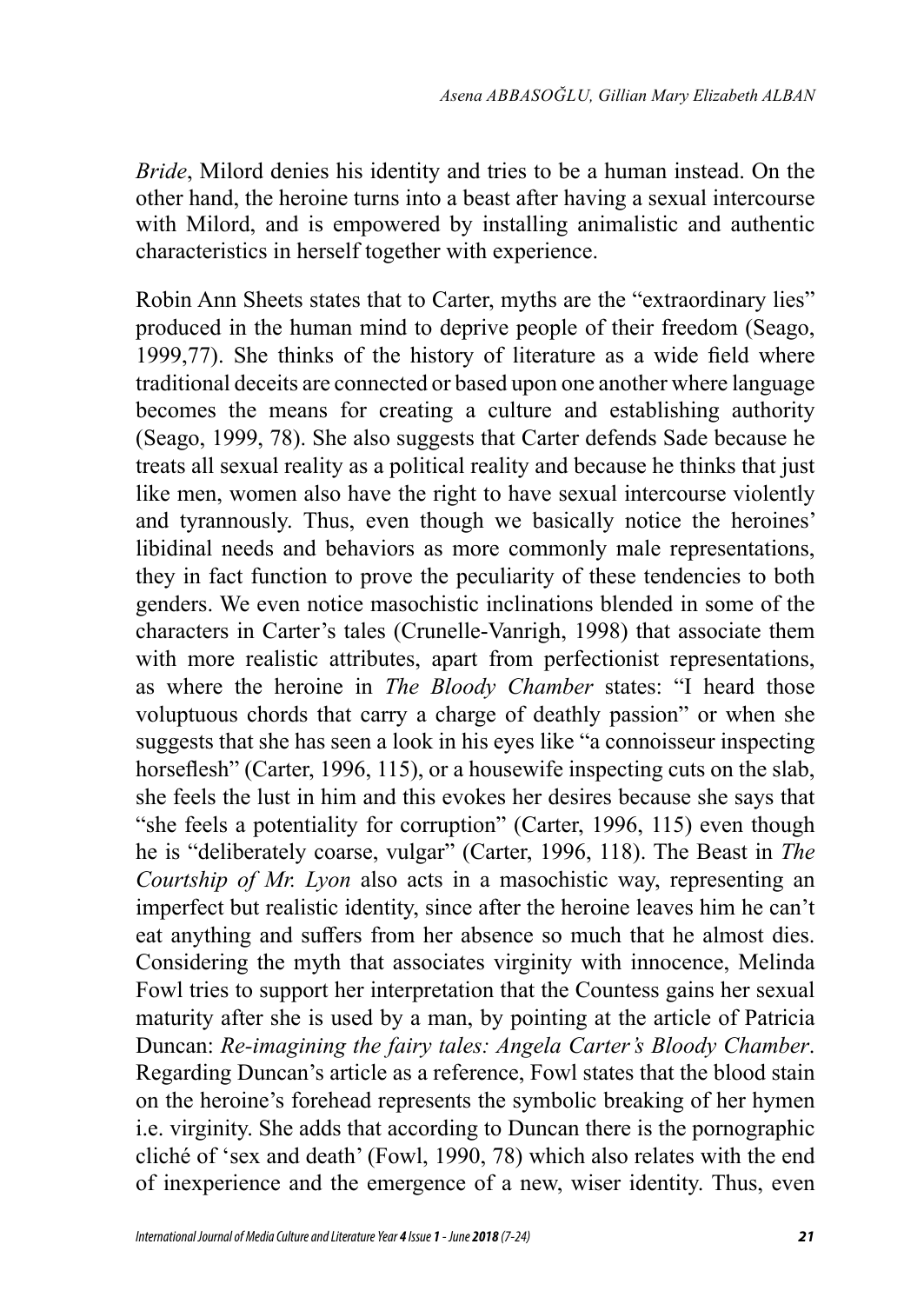*Bride*, Milord denies his identity and tries to be a human instead. On the other hand, the heroine turns into a beast after having a sexual intercourse with Milord, and is empowered by installing animalistic and authentic characteristics in herself together with experience.

Robin Ann Sheets states that to Carter, myths are the "extraordinary lies" produced in the human mind to deprive people of their freedom (Seago, 1999,77). She thinks of the history of literature as a wide field where traditional deceits are connected or based upon one another where language becomes the means for creating a culture and establishing authority (Seago, 1999, 78). She also suggests that Carter defends Sade because he treats all sexual reality as a political reality and because he thinks that just like men, women also have the right to have sexual intercourse violently and tyrannously. Thus, even though we basically notice the heroines' libidinal needs and behaviors as more commonly male representations, they in fact function to prove the peculiarity of these tendencies to both genders. We even notice masochistic inclinations blended in some of the characters in Carter's tales (Crunelle-Vanrigh, 1998) that associate them with more realistic attributes, apart from perfectionist representations, as where the heroine in *The Bloody Chamber* states: "I heard those voluptuous chords that carry a charge of deathly passion" or when she suggests that she has seen a look in his eyes like "a connoisseur inspecting horseflesh" (Carter, 1996, 115), or a housewife inspecting cuts on the slab, she feels the lust in him and this evokes her desires because she says that "she feels a potentiality for corruption" (Carter, 1996, 115) even though he is "deliberately coarse, vulgar" (Carter, 1996, 118). The Beast in *The Courtship of Mr. Lyon* also acts in a masochistic way, representing an imperfect but realistic identity, since after the heroine leaves him he can't eat anything and suffers from her absence so much that he almost dies. Considering the myth that associates virginity with innocence, Melinda Fowl tries to support her interpretation that the Countess gains her sexual maturity after she is used by a man, by pointing at the article of Patricia Duncan: *Re-imagining the fairy tales: Angela Carter's Bloody Chamber*. Regarding Duncan's article as a reference, Fowl states that the blood stain on the heroine's forehead represents the symbolic breaking of her hymen i.e. virginity. She adds that according to Duncan there is the pornographic cliché of 'sex and death' (Fowl, 1990, 78) which also relates with the end of inexperience and the emergence of a new, wiser identity. Thus, even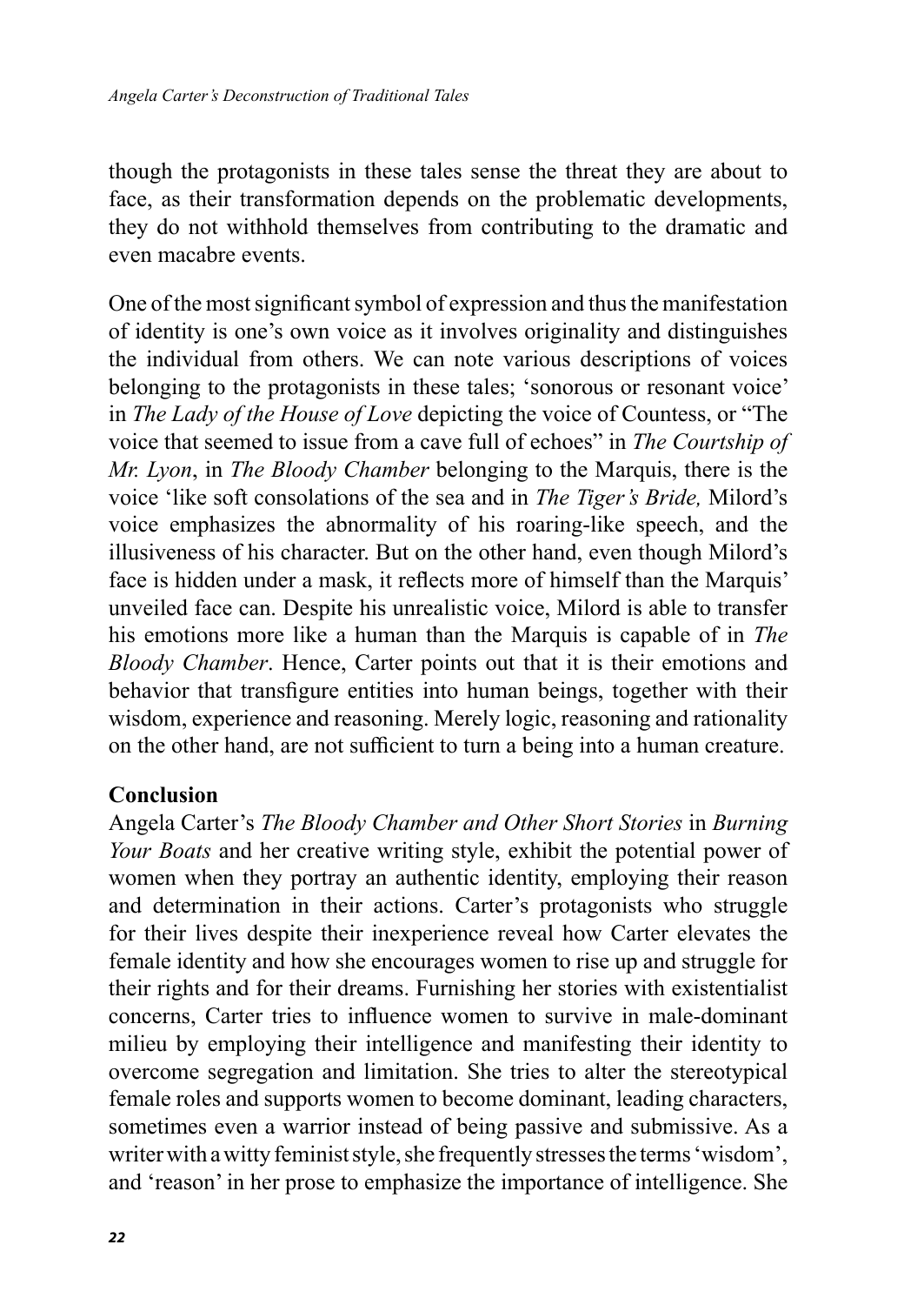though the protagonists in these tales sense the threat they are about to face, as their transformation depends on the problematic developments, they do not withhold themselves from contributing to the dramatic and even macabre events.

One of the most significant symbol of expression and thus the manifestation of identity is one's own voice as it involves originality and distinguishes the individual from others. We can note various descriptions of voices belonging to the protagonists in these tales; 'sonorous or resonant voice' in *The Lady of the House of Love* depicting the voice of Countess, or "The voice that seemed to issue from a cave full of echoes" in *The Courtship of Mr. Lyon*, in *The Bloody Chamber* belonging to the Marquis, there is the voice 'like soft consolations of the sea and in *The Tiger's Bride,* Milord's voice emphasizes the abnormality of his roaring-like speech, and the illusiveness of his character. But on the other hand, even though Milord's face is hidden under a mask, it reflects more of himself than the Marquis' unveiled face can. Despite his unrealistic voice, Milord is able to transfer his emotions more like a human than the Marquis is capable of in *The Bloody Chamber*. Hence, Carter points out that it is their emotions and behavior that transfigure entities into human beings, together with their wisdom, experience and reasoning. Merely logic, reasoning and rationality on the other hand, are not sufficient to turn a being into a human creature.

**Conclusion**

Angela Carter's *The Bloody Chamber and Other Short Stories* in *Burning Your Boats* and her creative writing style, exhibit the potential power of women when they portray an authentic identity, employing their reason and determination in their actions. Carter's protagonists who struggle for their lives despite their inexperience reveal how Carter elevates the female identity and how she encourages women to rise up and struggle for their rights and for their dreams. Furnishing her stories with existentialist concerns, Carter tries to influence women to survive in male-dominant milieu by employing their intelligence and manifesting their identity to overcome segregation and limitation. She tries to alter the stereotypical female roles and supports women to become dominant, leading characters, sometimes even a warrior instead of being passive and submissive. As a writer with a witty feminist style, she frequently stresses the terms 'wisdom', and 'reason' in her prose to emphasize the importance of intelligence. She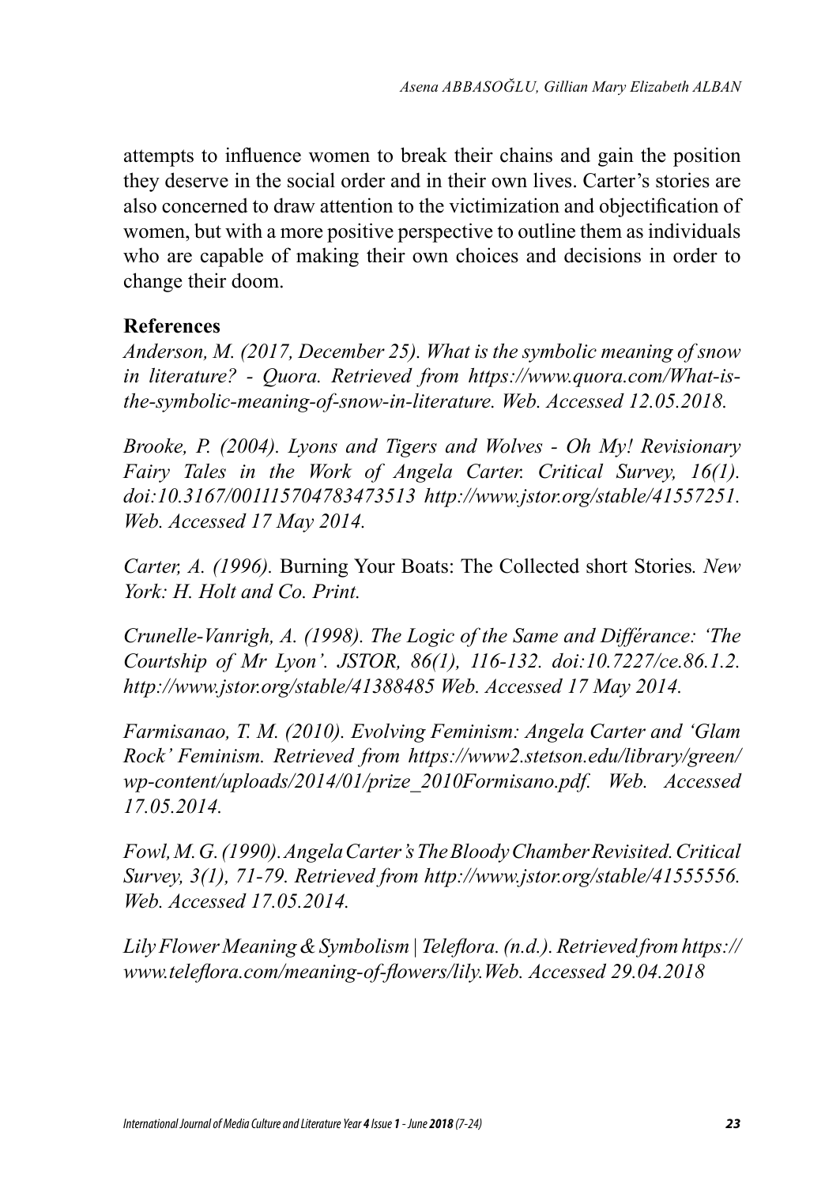attempts to influence women to break their chains and gain the position they deserve in the social order and in their own lives. Carter's stories are also concerned to draw attention to the victimization and objectification of women, but with a more positive perspective to outline them as individuals who are capable of making their own choices and decisions in order to change their doom.

## References

*Anderson, M. (2017, December 25). What is the symbolic meaning of snow in literature? - Quora. Retrieved from https://www.quora.com/What-is-the-symbolic-meaning-of-snow-in-literature. Web. Accessed 12.05.2018.*

*Brooke, P. (2004). Lyons and Tigers and Wolves - Oh My! Revisionary Fairy Tales in the Work of Angela Carter. Critical Survey, 16(1). doi:10.3167/001115704783473513 http://www.jstor.org/stable/41557251. Web. Accessed 17 May 2014.*

*Carter, A. (1996).* Burning Your Boats: The Collected short Stories*. New York: H. Holt and Co. Print.*

*Crunelle-Vanrigh, A. (1998). The Logic of the Same and Différance: 'The Courtship of Mr Lyon'. JSTOR, 86(1), 116-132. doi:10.7227/ce.86.1.2. http://www.jstor.org/stable/41388485 Web. Accessed 17 May 2014.*

*Farmisanao, T. M. (2010). Evolving Feminism: Angela Carter and 'Glam Rock' Feminism. Retrieved from https://www2.stetson.edu/library/green/wp-content/uploads/2014/01/prize_2010Formisano.pdf. Web. Accessed 17.05.2014.*

*Fowl, M. G. (1990). Angela Carter's The Bloody Chamber Revisited. Critical Survey, 3(1), 71-79. Retrieved from http://www.jstor.org/stable/41555556. Web. Accessed 17.05.2014.*

*Lily Flower Meaning & Symbolism | Teleflora. (n.d.). Retrieved from https://www.teleflora.com/meaning-of-flowers/lily.Web. Accessed 29.04.2018*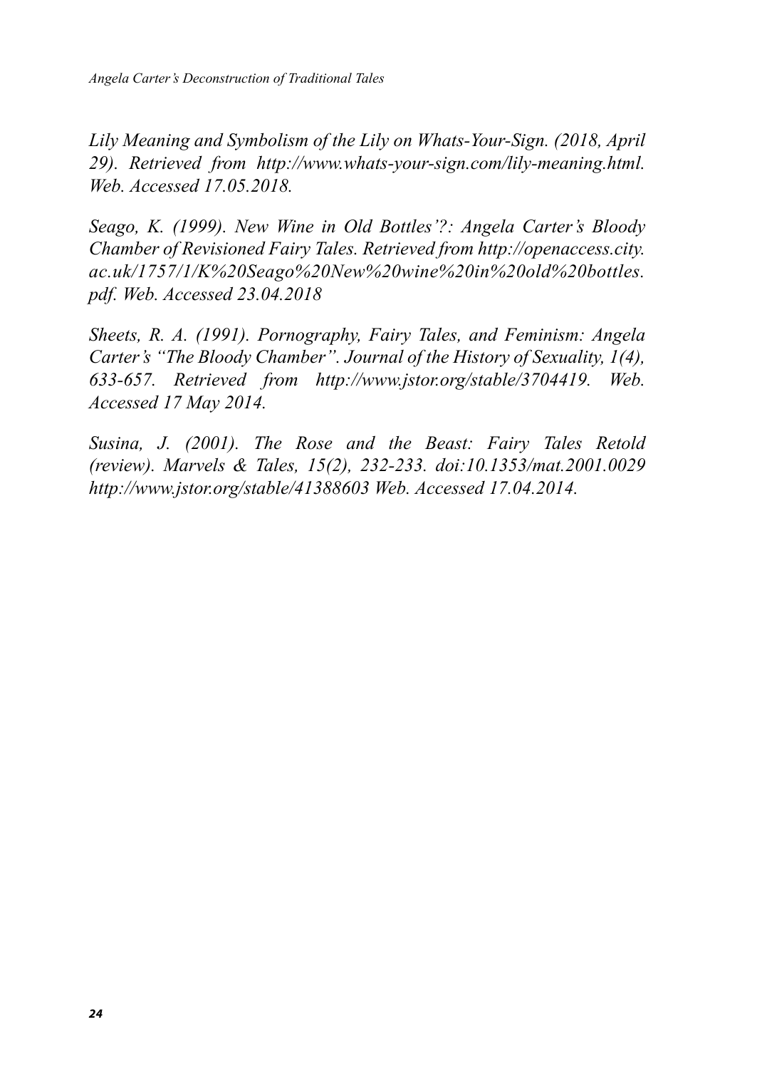*Lily Meaning and Symbolism of the Lily on Whats-Your-Sign. (2018, April 29). Retrieved from http://www.whats-your-sign.com/lily-meaning.html. Web. Accessed 17.05.2018.*

*Seago, K. (1999). New Wine in Old Bottles'?: Angela Carter's Bloody Chamber of Revisioned Fairy Tales. Retrieved from http://openaccess.city.ac.uk/1757/1/K%20Seago%20New%20wine%20in%20old%20bottles.pdf. Web. Accessed 23.04.2018*

*Sheets, R. A. (1991). Pornography, Fairy Tales, and Feminism: Angela Carter's "The Bloody Chamber". Journal of the History of Sexuality, 1(4), 633-657. Retrieved from http://www.jstor.org/stable/3704419. Web. Accessed 17 May 2014.*

*Susina, J. (2001). The Rose and the Beast: Fairy Tales Retold (review). Marvels & Tales, 15(2), 232-233. doi:10.1353/mat.2001.0029 http://www.jstor.org/stable/41388603 Web. Accessed 17.04.2014.*